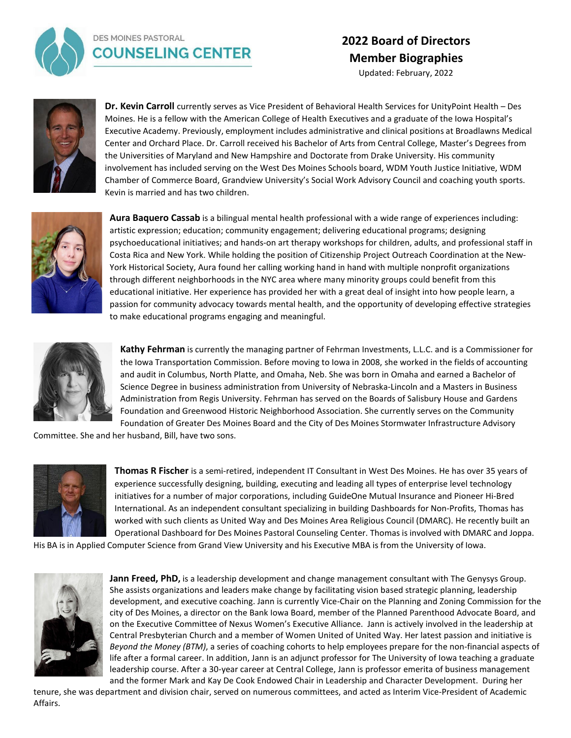DES MOINES PASTORAL
COUNSELING CENTER

# 2022 Board of Directors Member Biographies

Updated: February, 2022

**Dr. Kevin Carroll** currently serves as Vice President of Behavioral Health Services for UnityPoint Health – Des Moines. He is a fellow with the American College of Health Executives and a graduate of the Iowa Hospital's Executive Academy. Previously, employment includes administrative and clinical positions at Broadlawns Medical Center and Orchard Place. Dr. Carroll received his Bachelor of Arts from Central College, Master's Degrees from the Universities of Maryland and New Hampshire and Doctorate from Drake University. His community involvement has included serving on the West Des Moines Schools board, WDM Youth Justice Initiative, WDM Chamber of Commerce Board, Grandview University's Social Work Advisory Council and coaching youth sports. Kevin is married and has two children.

**Aura Baquero Cassab** is a bilingual mental health professional with a wide range of experiences including: artistic expression; education; community engagement; delivering educational programs; designing psychoeducational initiatives; and hands-on art therapy workshops for children, adults, and professional staff in Costa Rica and New York. While holding the position of Citizenship Project Outreach Coordination at the New-York Historical Society, Aura found her calling working hand in hand with multiple nonprofit organizations through different neighborhoods in the NYC area where many minority groups could benefit from this educational initiative. Her experience has provided her with a great deal of insight into how people learn, a passion for community advocacy towards mental health, and the opportunity of developing effective strategies to make educational programs engaging and meaningful.

**Kathy Fehrman** is currently the managing partner of Fehrman Investments, L.L.C. and is a Commissioner for the Iowa Transportation Commission. Before moving to Iowa in 2008, she worked in the fields of accounting and audit in Columbus, North Platte, and Omaha, Neb. She was born in Omaha and earned a Bachelor of Science Degree in business administration from University of Nebraska-Lincoln and a Masters in Business Administration from Regis University. Fehrman has served on the Boards of Salisbury House and Gardens Foundation and Greenwood Historic Neighborhood Association. She currently serves on the Community Foundation of Greater Des Moines Board and the City of Des Moines Stormwater Infrastructure Advisory Committee. She and her husband, Bill, have two sons.

**Thomas R Fischer** is a semi-retired, independent IT Consultant in West Des Moines. He has over 35 years of experience successfully designing, building, executing and leading all types of enterprise level technology initiatives for a number of major corporations, including GuideOne Mutual Insurance and Pioneer Hi-Bred International. As an independent consultant specializing in building Dashboards for Non-Profits, Thomas has worked with such clients as United Way and Des Moines Area Religious Council (DMARC). He recently built an Operational Dashboard for Des Moines Pastoral Counseling Center. Thomas is involved with DMARC and Joppa. His BA is in Applied Computer Science from Grand View University and his Executive MBA is from the University of Iowa.

**Jann Freed, PhD,** is a leadership development and change management consultant with The Genysys Group. She assists organizations and leaders make change by facilitating vision based strategic planning, leadership development, and executive coaching. Jann is currently Vice-Chair on the Planning and Zoning Commission for the city of Des Moines, a director on the Bank Iowa Board, member of the Planned Parenthood Advocate Board, and on the Executive Committee of Nexus Women's Executive Alliance. Jann is actively involved in the leadership at Central Presbyterian Church and a member of Women United of United Way. Her latest passion and initiative is *Beyond the Money (BTM)*, a series of coaching cohorts to help employees prepare for the non-financial aspects of life after a formal career. In addition, Jann is an adjunct professor for The University of Iowa teaching a graduate leadership course. After a 30-year career at Central College, Jann is professor emerita of business management and the former Mark and Kay De Cook Endowed Chair in Leadership and Character Development. During her tenure, she was department and division chair, served on numerous committees, and acted as Interim Vice-President of Academic Affairs.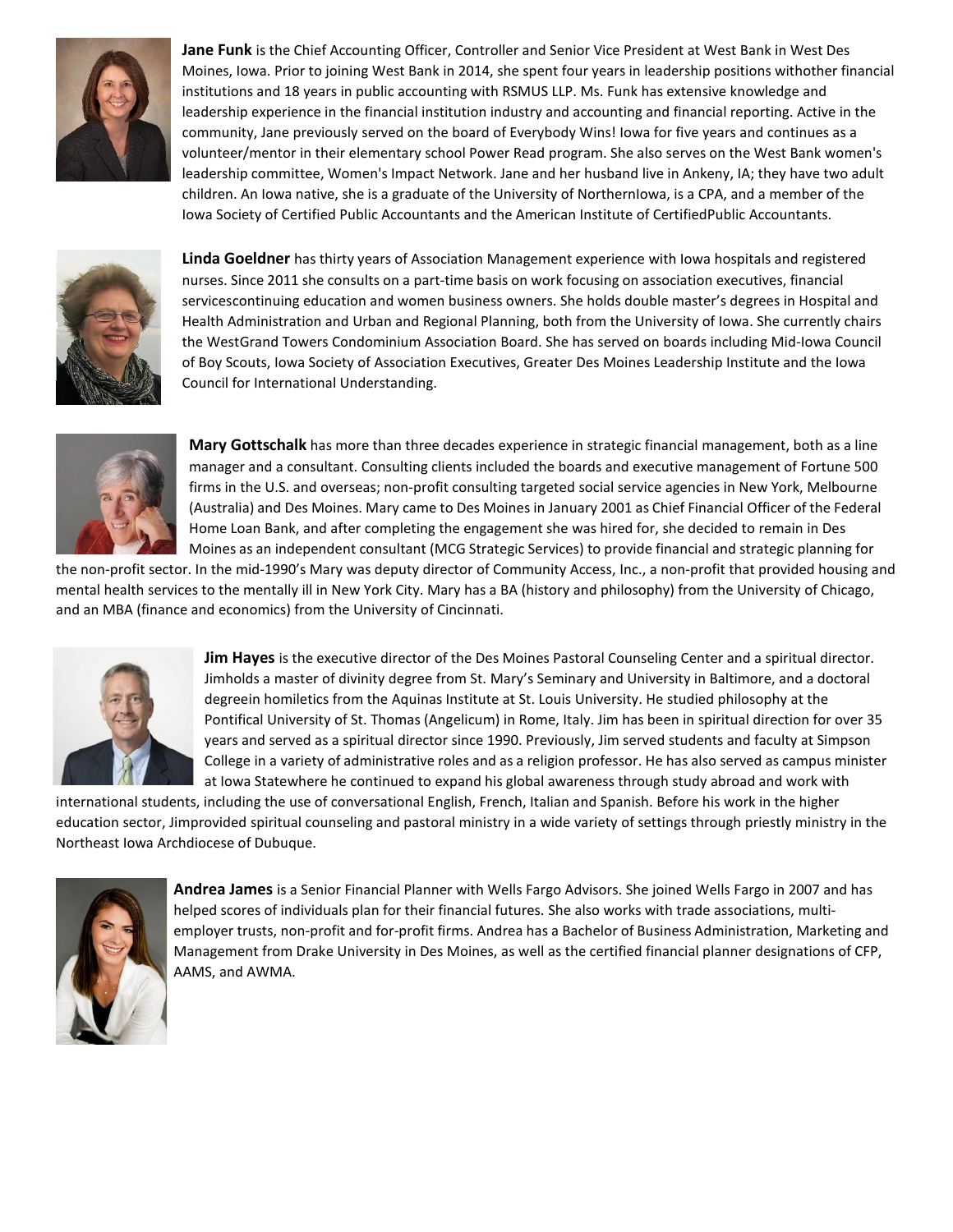**Jane Funk** is the Chief Accounting Officer, Controller and Senior Vice President at West Bank in West Des Moines, Iowa. Prior to joining West Bank in 2014, she spent four years in leadership positions withother financial institutions and 18 years in public accounting with RSMUS LLP. Ms. Funk has extensive knowledge and leadership experience in the financial institution industry and accounting and financial reporting. Active in the community, Jane previously served on the board of Everybody Wins! Iowa for five years and continues as a volunteer/mentor in their elementary school Power Read program. She also serves on the West Bank women's leadership committee, Women's Impact Network. Jane and her husband live in Ankeny, IA; they have two adult children. An Iowa native, she is a graduate of the University of NorthernIowa, is a CPA, and a member of the Iowa Society of Certified Public Accountants and the American Institute of CertifiedPublic Accountants.

**Linda Goeldner** has thirty years of Association Management experience with Iowa hospitals and registered nurses. Since 2011 she consults on a part-time basis on work focusing on association executives, financial servicescontinuing education and women business owners. She holds double master's degrees in Hospital and Health Administration and Urban and Regional Planning, both from the University of Iowa. She currently chairs the WestGrand Towers Condominium Association Board. She has served on boards including Mid-Iowa Council of Boy Scouts, Iowa Society of Association Executives, Greater Des Moines Leadership Institute and the Iowa Council for International Understanding.

**Mary Gottschalk** has more than three decades experience in strategic financial management, both as a line manager and a consultant. Consulting clients included the boards and executive management of Fortune 500 firms in the U.S. and overseas; non-profit consulting targeted social service agencies in New York, Melbourne (Australia) and Des Moines. Mary came to Des Moines in January 2001 as Chief Financial Officer of the Federal Home Loan Bank, and after completing the engagement she was hired for, she decided to remain in Des Moines as an independent consultant (MCG Strategic Services) to provide financial and strategic planning for the non-profit sector. In the mid-1990's Mary was deputy director of Community Access, Inc., a non-profit that provided housing and mental health services to the mentally ill in New York City. Mary has a BA (history and philosophy) from the University of Chicago, and an MBA (finance and economics) from the University of Cincinnati.

**Jim Hayes** is the executive director of the Des Moines Pastoral Counseling Center and a spiritual director. Jimholds a master of divinity degree from St. Mary's Seminary and University in Baltimore, and a doctoral degreein homiletics from the Aquinas Institute at St. Louis University. He studied philosophy at the Pontifical University of St. Thomas (Angelicum) in Rome, Italy. Jim has been in spiritual direction for over 35 years and served as a spiritual director since 1990. Previously, Jim served students and faculty at Simpson College in a variety of administrative roles and as a religion professor. He has also served as campus minister at Iowa Statewhere he continued to expand his global awareness through study abroad and work with international students, including the use of conversational English, French, Italian and Spanish. Before his work in the higher education sector, Jimprovided spiritual counseling and pastoral ministry in a wide variety of settings through priestly ministry in the Northeast Iowa Archdiocese of Dubuque.

**Andrea James** is a Senior Financial Planner with Wells Fargo Advisors. She joined Wells Fargo in 2007 and has helped scores of individuals plan for their financial futures. She also works with trade associations, multi-employer trusts, non-profit and for-profit firms. Andrea has a Bachelor of Business Administration, Marketing and Management from Drake University in Des Moines, as well as the certified financial planner designations of CFP, AAMS, and AWMA.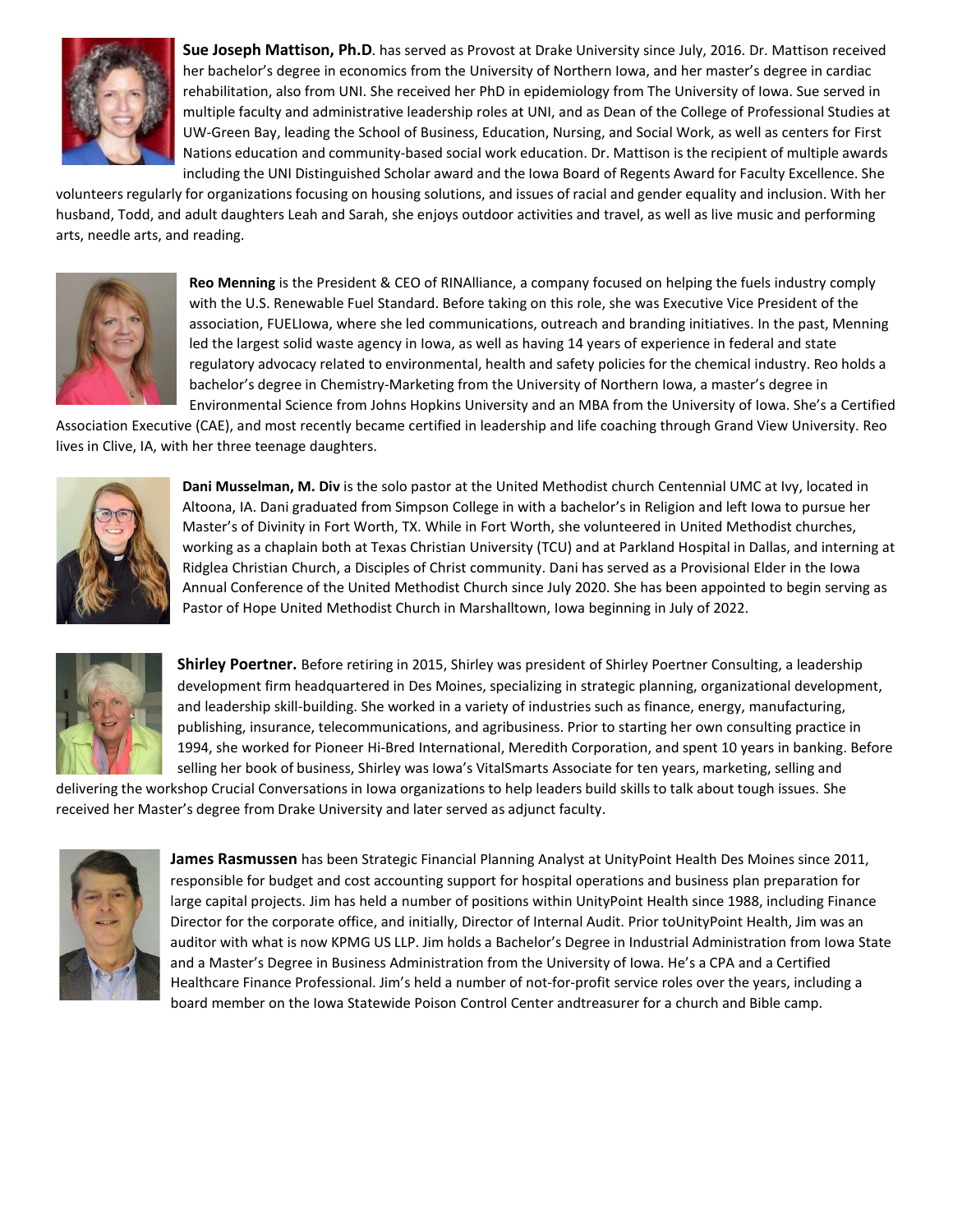**Sue Joseph Mattison, Ph.D**. has served as Provost at Drake University since July, 2016. Dr. Mattison received her bachelor's degree in economics from the University of Northern Iowa, and her master's degree in cardiac rehabilitation, also from UNI. She received her PhD in epidemiology from The University of Iowa. Sue served in multiple faculty and administrative leadership roles at UNI, and as Dean of the College of Professional Studies at UW-Green Bay, leading the School of Business, Education, Nursing, and Social Work, as well as centers for First Nations education and community-based social work education. Dr. Mattison is the recipient of multiple awards including the UNI Distinguished Scholar award and the Iowa Board of Regents Award for Faculty Excellence. She volunteers regularly for organizations focusing on housing solutions, and issues of racial and gender equality and inclusion. With her husband, Todd, and adult daughters Leah and Sarah, she enjoys outdoor activities and travel, as well as live music and performing arts, needle arts, and reading.

**Reo Menning** is the President & CEO of RINAlliance, a company focused on helping the fuels industry comply with the U.S. Renewable Fuel Standard. Before taking on this role, she was Executive Vice President of the association, FUELIowa, where she led communications, outreach and branding initiatives. In the past, Menning led the largest solid waste agency in Iowa, as well as having 14 years of experience in federal and state regulatory advocacy related to environmental, health and safety policies for the chemical industry. Reo holds a bachelor's degree in Chemistry-Marketing from the University of Northern Iowa, a master's degree in Environmental Science from Johns Hopkins University and an MBA from the University of Iowa. She's a Certified Association Executive (CAE), and most recently became certified in leadership and life coaching through Grand View University. Reo lives in Clive, IA, with her three teenage daughters.

**Dani Musselman, M. Div** is the solo pastor at the United Methodist church Centennial UMC at Ivy, located in Altoona, IA. Dani graduated from Simpson College in with a bachelor's in Religion and left Iowa to pursue her Master's of Divinity in Fort Worth, TX. While in Fort Worth, she volunteered in United Methodist churches, working as a chaplain both at Texas Christian University (TCU) and at Parkland Hospital in Dallas, and interning at Ridglea Christian Church, a Disciples of Christ community. Dani has served as a Provisional Elder in the Iowa Annual Conference of the United Methodist Church since July 2020. She has been appointed to begin serving as Pastor of Hope United Methodist Church in Marshalltown, Iowa beginning in July of 2022.

**Shirley Poertner.** Before retiring in 2015, Shirley was president of Shirley Poertner Consulting, a leadership development firm headquartered in Des Moines, specializing in strategic planning, organizational development, and leadership skill-building. She worked in a variety of industries such as finance, energy, manufacturing, publishing, insurance, telecommunications, and agribusiness. Prior to starting her own consulting practice in 1994, she worked for Pioneer Hi-Bred International, Meredith Corporation, and spent 10 years in banking. Before selling her book of business, Shirley was Iowa's VitalSmarts Associate for ten years, marketing, selling and delivering the workshop Crucial Conversations in Iowa organizations to help leaders build skills to talk about tough issues. She received her Master's degree from Drake University and later served as adjunct faculty.

**James Rasmussen** has been Strategic Financial Planning Analyst at UnityPoint Health Des Moines since 2011, responsible for budget and cost accounting support for hospital operations and business plan preparation for large capital projects. Jim has held a number of positions within UnityPoint Health since 1988, including Finance Director for the corporate office, and initially, Director of Internal Audit. Prior toUnityPoint Health, Jim was an auditor with what is now KPMG US LLP. Jim holds a Bachelor's Degree in Industrial Administration from Iowa State and a Master's Degree in Business Administration from the University of Iowa. He's a CPA and a Certified Healthcare Finance Professional. Jim's held a number of not-for-profit service roles over the years, including a board member on the Iowa Statewide Poison Control Center andtreasurer for a church and Bible camp.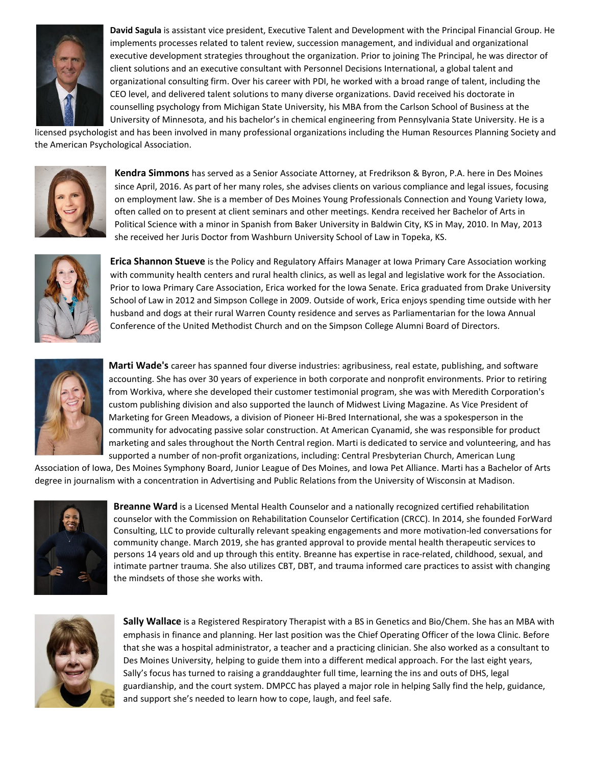**David Sagula** is assistant vice president, Executive Talent and Development with the Principal Financial Group. He implements processes related to talent review, succession management, and individual and organizational executive development strategies throughout the organization. Prior to joining The Principal, he was director of client solutions and an executive consultant with Personnel Decisions International, a global talent and organizational consulting firm. Over his career with PDI, he worked with a broad range of talent, including the CEO level, and delivered talent solutions to many diverse organizations. David received his doctorate in counselling psychology from Michigan State University, his MBA from the Carlson School of Business at the University of Minnesota, and his bachelor's in chemical engineering from Pennsylvania State University. He is a licensed psychologist and has been involved in many professional organizations including the Human Resources Planning Society and the American Psychological Association.

**Kendra Simmons** has served as a Senior Associate Attorney, at Fredrikson & Byron, P.A. here in Des Moines since April, 2016. As part of her many roles, she advises clients on various compliance and legal issues, focusing on employment law. She is a member of Des Moines Young Professionals Connection and Young Variety Iowa, often called on to present at client seminars and other meetings. Kendra received her Bachelor of Arts in Political Science with a minor in Spanish from Baker University in Baldwin City, KS in May, 2010. In May, 2013 she received her Juris Doctor from Washburn University School of Law in Topeka, KS.

**Erica Shannon Stueve** is the Policy and Regulatory Affairs Manager at Iowa Primary Care Association working with community health centers and rural health clinics, as well as legal and legislative work for the Association. Prior to Iowa Primary Care Association, Erica worked for the Iowa Senate. Erica graduated from Drake University School of Law in 2012 and Simpson College in 2009. Outside of work, Erica enjoys spending time outside with her husband and dogs at their rural Warren County residence and serves as Parliamentarian for the Iowa Annual Conference of the United Methodist Church and on the Simpson College Alumni Board of Directors.

**Marti Wade's** career has spanned four diverse industries: agribusiness, real estate, publishing, and software accounting. She has over 30 years of experience in both corporate and nonprofit environments. Prior to retiring from Workiva, where she developed their customer testimonial program, she was with Meredith Corporation's custom publishing division and also supported the launch of Midwest Living Magazine. As Vice President of Marketing for Green Meadows, a division of Pioneer Hi-Bred International, she was a spokesperson in the community for advocating passive solar construction. At American Cyanamid, she was responsible for product marketing and sales throughout the North Central region. Marti is dedicated to service and volunteering, and has supported a number of non-profit organizations, including: Central Presbyterian Church, American Lung Association of Iowa, Des Moines Symphony Board, Junior League of Des Moines, and Iowa Pet Alliance. Marti has a Bachelor of Arts degree in journalism with a concentration in Advertising and Public Relations from the University of Wisconsin at Madison.

**Breanne Ward** is a Licensed Mental Health Counselor and a nationally recognized certified rehabilitation counselor with the Commission on Rehabilitation Counselor Certification (CRCC). In 2014, she founded ForWard Consulting, LLC to provide culturally relevant speaking engagements and more motivation-led conversations for community change. March 2019, she has granted approval to provide mental health therapeutic services to persons 14 years old and up through this entity. Breanne has expertise in race-related, childhood, sexual, and intimate partner trauma. She also utilizes CBT, DBT, and trauma informed care practices to assist with changing the mindsets of those she works with.

**Sally Wallace** is a Registered Respiratory Therapist with a BS in Genetics and Bio/Chem. She has an MBA with emphasis in finance and planning. Her last position was the Chief Operating Officer of the Iowa Clinic. Before that she was a hospital administrator, a teacher and a practicing clinician. She also worked as a consultant to Des Moines University, helping to guide them into a different medical approach. For the last eight years, Sally's focus has turned to raising a granddaughter full time, learning the ins and outs of DHS, legal guardianship, and the court system. DMPCC has played a major role in helping Sally find the help, guidance, and support she's needed to learn how to cope, laugh, and feel safe.